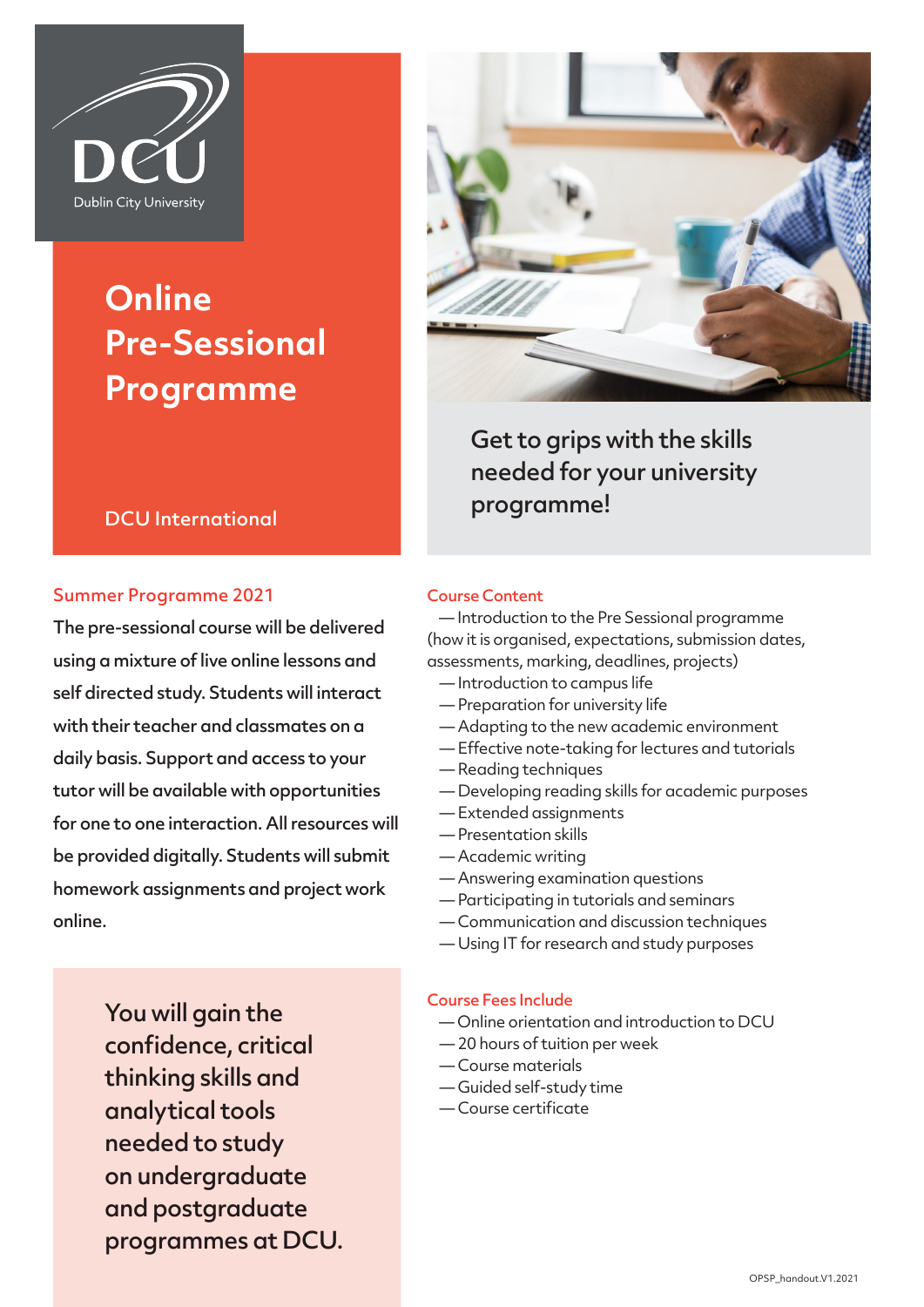DCU
Dublin City University

# Online Pre-Sessional Programme

DCU International

## Get to grips with the skills needed for your university programme!

### Summer Programme 2021

The pre-sessional course will be delivered using a mixture of live online lessons and self directed study. Students will interact with their teacher and classmates on a daily basis. Support and access to your tutor will be available with opportunities for one to one interaction. All resources will be provided digitally. Students will submit homework assignments and project work online.

**You will gain the confidence, critical thinking skills and analytical tools needed to study on undergraduate and postgraduate programmes at DCU.**

### Course Content

- Introduction to the Pre Sessional programme (how it is organised, expectations, submission dates, assessments, marking, deadlines, projects)
- Introduction to campus life
- Preparation for university life
- Adapting to the new academic environment
- Effective note-taking for lectures and tutorials
- Reading techniques
- Developing reading skills for academic purposes
- Extended assignments
- Presentation skills
- Academic writing
- Answering examination questions
- Participating in tutorials and seminars
- Communication and discussion techniques
- Using IT for research and study purposes

### Course Fees Include

- Online orientation and introduction to DCU
- 20 hours of tuition per week
- Course materials
- Guided self-study time
- Course certificate

OPSP_handout.V1.2021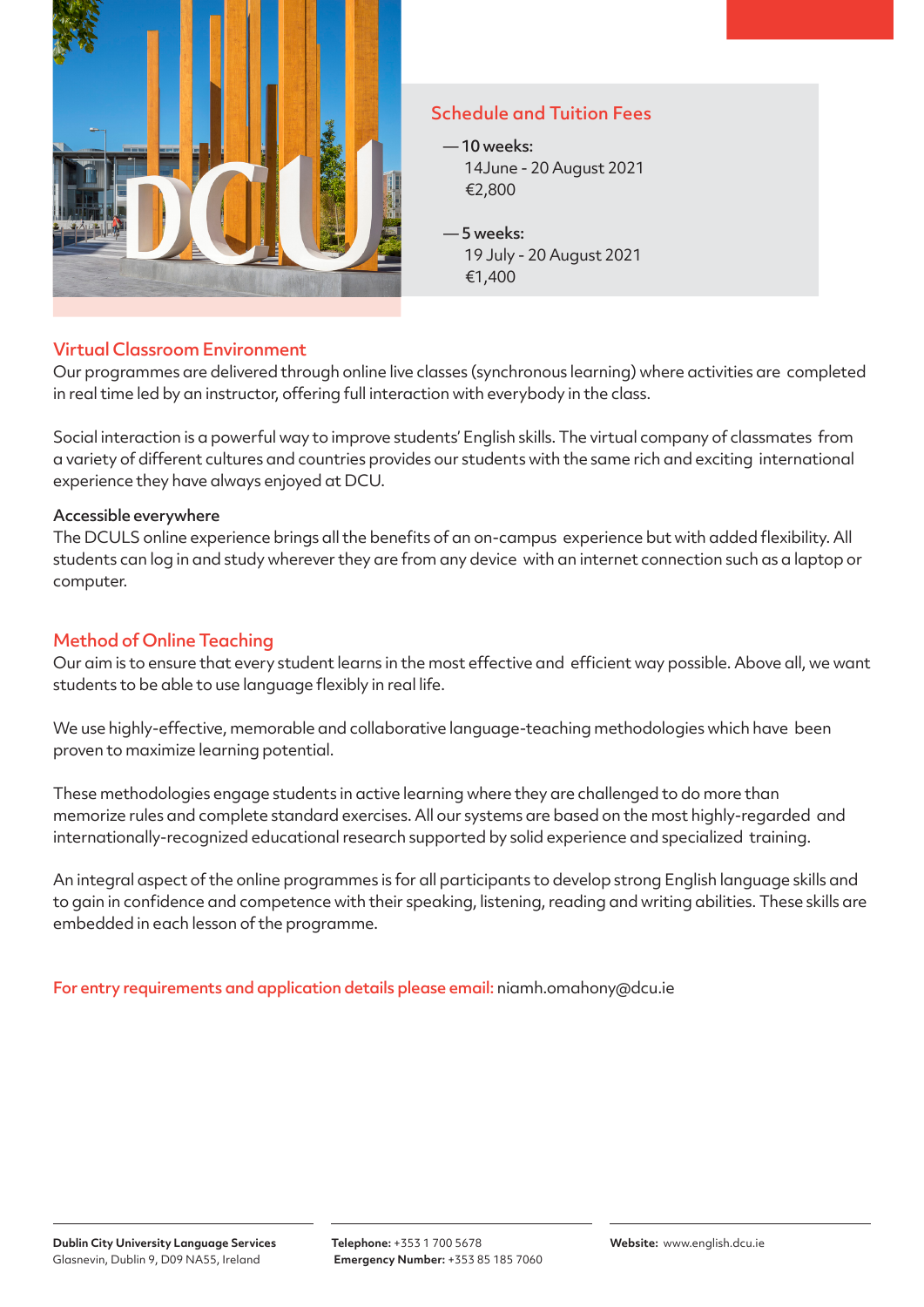## Schedule and Tuition Fees

— **10 weeks:**
14June - 20 August 2021
€2,800

— **5 weeks:**
19 July - 20 August 2021
€1,400

## Virtual Classroom Environment

Our programmes are delivered through online live classes (synchronous learning) where activities are completed in real time led by an instructor, offering full interaction with everybody in the class.

Social interaction is a powerful way to improve students' English skills. The virtual company of classmates from a variety of different cultures and countries provides our students with the same rich and exciting international experience they have always enjoyed at DCU.

### Accessible everywhere

The DCULS online experience brings all the benefits of an on-campus experience but with added flexibility. All students can log in and study wherever they are from any device with an internet connection such as a laptop or computer.

## Method of Online Teaching

Our aim is to ensure that every student learns in the most effective and efficient way possible. Above all, we want students to be able to use language flexibly in real life.

We use highly-effective, memorable and collaborative language-teaching methodologies which have been proven to maximize learning potential.

These methodologies engage students in active learning where they are challenged to do more than memorize rules and complete standard exercises. All our systems are based on the most highly-regarded and internationally-recognized educational research supported by solid experience and specialized training.

An integral aspect of the online programmes is for all participants to develop strong English language skills and to gain in confidence and competence with their speaking, listening, reading and writing abilities. These skills are embedded in each lesson of the programme.

For entry requirements and application details please email: niamh.omahony@dcu.ie

**Dublin City University Language Services**
Glasnevin, Dublin 9, D09 NA55, Ireland

**Telephone:** +353 1 700 5678
**Emergency Number:** +353 85 185 7060

**Website:** www.english.dcu.ie